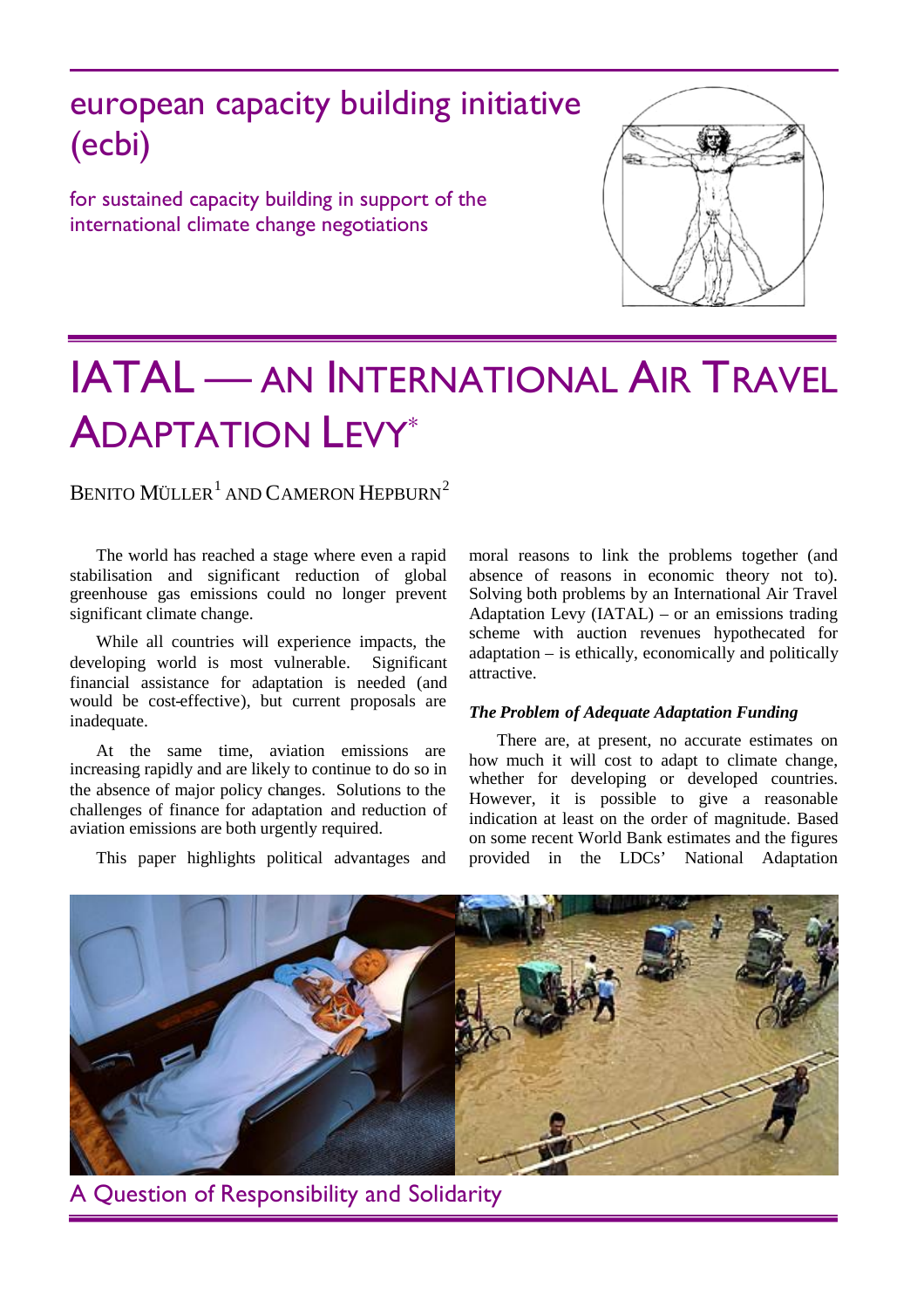# european capacity building initiative (ecbi)

for sustained capacity building in support of the international climate change negotiations

# IATAL — AN INTERNATIONAL AIR TRAVEL ADAPTATION LEVY*

BENITO MÜLLER[1] AND CAMERON HEPBURN[2]

The world has reached a stage where even a rapid stabilisation and significant reduction of global greenhouse gas emissions could no longer prevent significant climate change.

While all countries will experience impacts, the developing world is most vulnerable. Significant financial assistance for adaptation is needed (and would be cost-effective), but current proposals are inadequate.

At the same time, aviation emissions are increasing rapidly and are likely to continue to do so in the absence of major policy changes. Solutions to the challenges of finance for adaptation and reduction of aviation emissions are both urgently required.

This paper highlights political advantages and moral reasons to link the problems together (and absence of reasons in economic theory not to). Solving both problems by an International Air Travel Adaptation Levy (IATAL) – or an emissions trading scheme with auction revenues hypothecated for adaptation – is ethically, economically and politically attractive.

### *The Problem of Adequate Adaptation Funding*

There are, at present, no accurate estimates on how much it will cost to adapt to climate change, whether for developing or developed countries. However, it is possible to give a reasonable indication at least on the order of magnitude. Based on some recent World Bank estimates and the figures provided in the LDCs' National Adaptation

A Question of Responsibility and Solidarity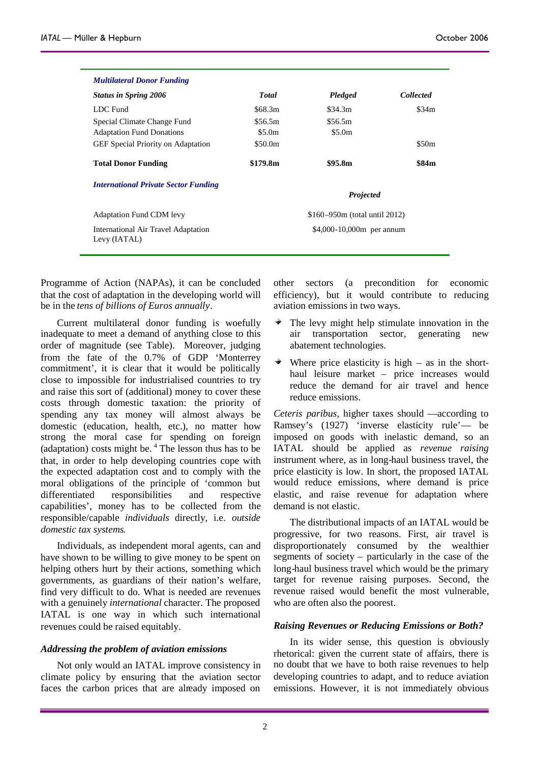| *Multilateral Donor Funding* | | | |
|---|---|---|---|
| ***Status in Spring 2006*** | ***Total*** | ***Pledged*** | ***Collected*** |
| LDC Fund | \$68.3m | \$34.3m | \$34m |
| Special Climate Change Fund | \$56.5m | \$56.5m | |
| Adaptation Fund Donations | \$5.0m | \$5.0m | |
| GEF Special Priority on Adaptation | \$50.0m | | \$50m |
| **Total Donor Funding** | **\$179.8m** | **\$95.8m** | **\$84m** |
| ***International Private Sector Funding*** | | | |
| | | ***Projected*** | |
| Adaptation Fund CDM levy | | \$160–950m (total until 2012) | |
| International Air Travel Adaptation Levy (IATAL) | | \$4,000-10,000m per annum | |

Programme of Action (NAPAs), it can be concluded that the cost of adaptation in the developing world will be in the *tens of billions of Euros annually*.

Current multilateral donor funding is woefully inadequate to meet a demand of anything close to this order of magnitude (see Table). Moreover, judging from the fate of the 0.7% of GDP 'Monterrey commitment', it is clear that it would be politically close to impossible for industrialised countries to try and raise this sort of (additional) money to cover these costs through domestic taxation: the priority of spending any tax money will almost always be domestic (education, health, etc.), no matter how strong the moral case for spending on foreign (adaptation) costs might be. [4] The lesson thus has to be that, in order to help developing countries cope with the expected adaptation cost and to comply with the moral obligations of the principle of 'common but differentiated responsibilities and respective capabilities', money has to be collected from the responsible/capable *individuals* directly, i.e. *outside domestic tax systems*.

Individuals, as independent moral agents, can and have shown to be willing to give money to be spent on helping others hurt by their actions, something which governments, as guardians of their nation's welfare, find very difficult to do. What is needed are revenues with a genuinely *international* character. The proposed IATAL is one way in which such international revenues could be raised equitably.

### *Addressing the problem of aviation emissions*

Not only would an IATAL improve consistency in climate policy by ensuring that the aviation sector faces the carbon prices that are already imposed on other sectors (a precondition for economic efficiency), but it would contribute to reducing aviation emissions in two ways.

- The levy might help stimulate innovation in the air transportation sector, generating new abatement technologies.
- Where price elasticity is high – as in the short-haul leisure market – price increases would reduce the demand for air travel and hence reduce emissions.

*Ceteris paribus*, higher taxes should —according to Ramsey's (1927) 'inverse elasticity rule'— be imposed on goods with inelastic demand, so an IATAL should be applied as *revenue raising* instrument where, as in long-haul business travel, the price elasticity is low. In short, the proposed IATAL would reduce emissions, where demand is price elastic, and raise revenue for adaptation where demand is not elastic.

The distributional impacts of an IATAL would be progressive, for two reasons. First, air travel is disproportionately consumed by the wealthier segments of society – particularly in the case of the long-haul business travel which would be the primary target for revenue raising purposes. Second, the revenue raised would benefit the most vulnerable, who are often also the poorest.

### *Raising Revenues or Reducing Emissions or Both?*

In its wider sense, this question is obviously rhetorical: given the current state of affairs, there is no doubt that we have to both raise revenues to help developing countries to adapt, and to reduce aviation emissions. However, it is not immediately obvious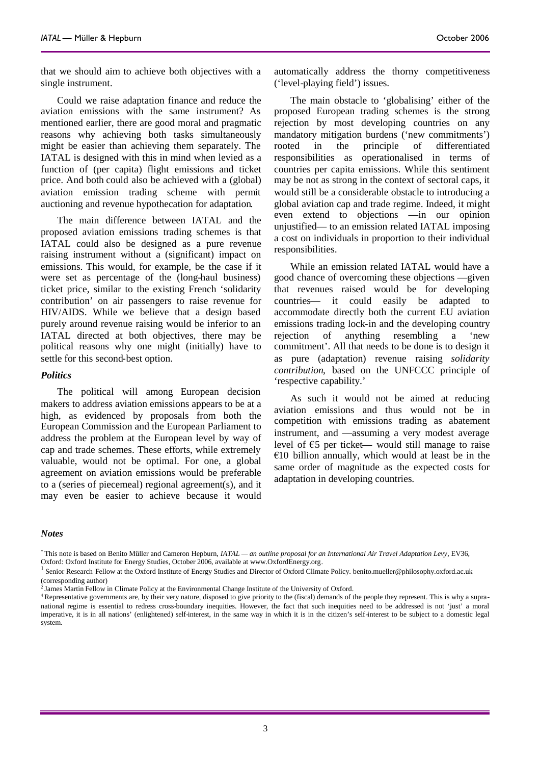that we should aim to achieve both objectives with a single instrument.

Could we raise adaptation finance and reduce the aviation emissions with the same instrument? As mentioned earlier, there are good moral and pragmatic reasons why achieving both tasks simultaneously might be easier than achieving them separately. The IATAL is designed with this in mind when levied as a function of (per capita) flight emissions and ticket price. And both could also be achieved with a (global) aviation emission trading scheme with permit auctioning and revenue hypothecation for adaptation.

The main difference between IATAL and the proposed aviation emissions trading schemes is that IATAL could also be designed as a pure revenue raising instrument without a (significant) impact on emissions. This would, for example, be the case if it were set as percentage of the (long-haul business) ticket price, similar to the existing French 'solidarity contribution' on air passengers to raise revenue for HIV/AIDS. While we believe that a design based purely around revenue raising would be inferior to an IATAL directed at both objectives, there may be political reasons why one might (initially) have to settle for this second-best option.

### *Politics*

The political will among European decision makers to address aviation emissions appears to be at a high, as evidenced by proposals from both the European Commission and the European Parliament to address the problem at the European level by way of cap and trade schemes. These efforts, while extremely valuable, would not be optimal. For one, a global agreement on aviation emissions would be preferable to a (series of piecemeal) regional agreement(s), and it may even be easier to achieve because it would automatically address the thorny competitiveness ('level-playing field') issues.

The main obstacle to 'globalising' either of the proposed European trading schemes is the strong rejection by most developing countries on any mandatory mitigation burdens ('new commitments') rooted in the principle of differentiated responsibilities as operationalised in terms of countries per capita emissions. While this sentiment may be not as strong in the context of sectoral caps, it would still be a considerable obstacle to introducing a global aviation cap and trade regime. Indeed, it might even extend to objections —in our opinion unjustified— to an emission related IATAL imposing a cost on individuals in proportion to their individual responsibilities.

While an emission related IATAL would have a good chance of overcoming these objections —given that revenues raised would be for developing countries— it could easily be adapted to accommodate directly both the current EU aviation emissions trading lock-in and the developing country rejection of anything resembling a 'new commitment'. All that needs to be done is to design it as pure (adaptation) revenue raising *solidarity contribution*, based on the UNFCCC principle of 'respective capability.'

As such it would not be aimed at reducing aviation emissions and thus would not be in competition with emissions trading as abatement instrument, and —assuming a very modest average level of €5 per ticket— would still manage to raise €10 billion annually, which would at least be in the same order of magnitude as the expected costs for adaptation in developing countries.

### *Notes*

[*] This note is based on Benito Müller and Cameron Hepburn, *IATAL — an outline proposal for an International Air Travel Adaptation Levy*, EV36, Oxford: Oxford Institute for Energy Studies, October 2006, available at www.OxfordEnergy.org.

[1] Senior Research Fellow at the Oxford Institute of Energy Studies and Director of Oxford Climate Policy. benito.mueller@philosophy.oxford.ac.uk (corresponding author)

[2] James Martin Fellow in Climate Policy at the Environmental Change Institute of the University of Oxford.

[4] Representative governments are, by their very nature, disposed to give priority to the (fiscal) demands of the people they represent. This is why a supra-national regime is essential to redress cross-boundary inequities. However, the fact that such inequities need to be addressed is not 'just' a moral imperative, it is in all nations' (enlightened) self-interest, in the same way in which it is in the citizen's self-interest to be subject to a domestic legal system.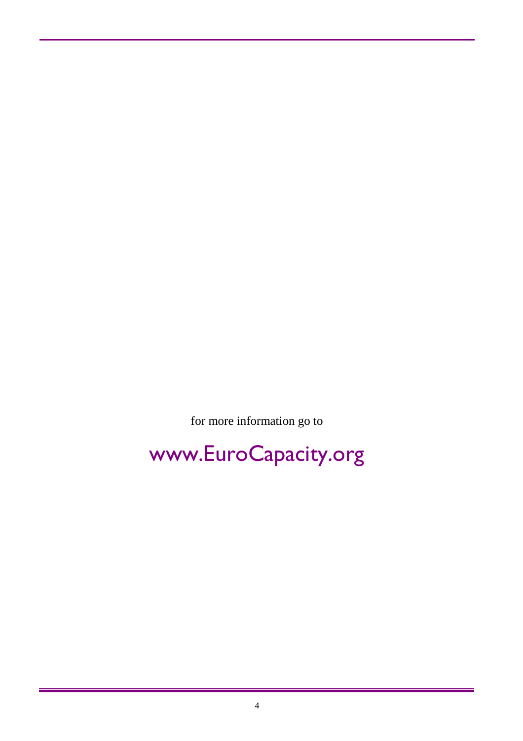for more information go to

www.EuroCapacity.org